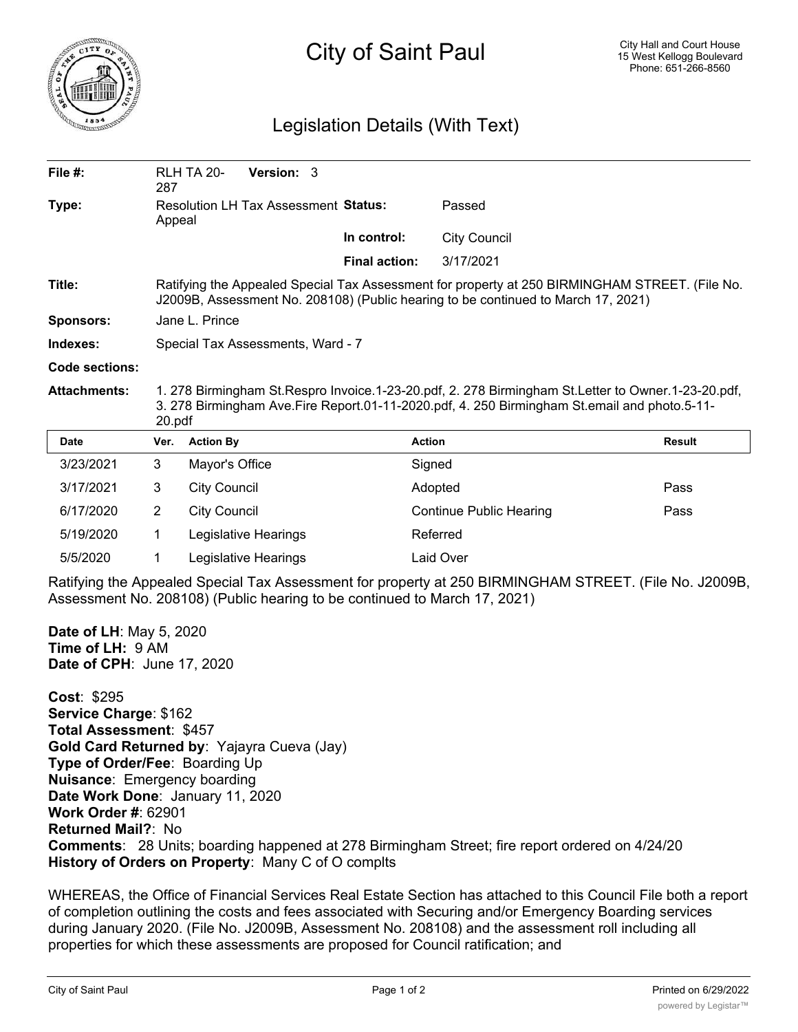# City of Saint Paul

City Hall and Court House
15 West Kellogg Boulevard
Phone: 651-266-8560

## Legislation Details (With Text)

**File #:** RLH TA 20-287 **Version:** 3

**Type:** Resolution LH Tax Assessment Appeal **Status:** Passed

**In control:** City Council

**Final action:** 3/17/2021

**Title:** Ratifying the Appealed Special Tax Assessment for property at 250 BIRMINGHAM STREET. (File No. J2009B, Assessment No. 208108) (Public hearing to be continued to March 17, 2021)

**Sponsors:** Jane L. Prince

**Indexes:** Special Tax Assessments, Ward - 7

**Code sections:**

**Attachments:** 1. 278 Birmingham St.Respro Invoice.1-23-20.pdf, 2. 278 Birmingham St.Letter to Owner.1-23-20.pdf, 3. 278 Birmingham Ave.Fire Report.01-11-2020.pdf, 4. 250 Birmingham St.email and photo.5-11-20.pdf

| Date | Ver. | Action By | Action | Result |
|---|---|---|---|---|
| 3/23/2021 | 3 | Mayor's Office | Signed | |
| 3/17/2021 | 3 | City Council | Adopted | Pass |
| 6/17/2020 | 2 | City Council | Continue Public Hearing | Pass |
| 5/19/2020 | 1 | Legislative Hearings | Referred | |
| 5/5/2020 | 1 | Legislative Hearings | Laid Over | |

Ratifying the Appealed Special Tax Assessment for property at 250 BIRMINGHAM STREET. (File No. J2009B, Assessment No. 208108) (Public hearing to be continued to March 17, 2021)

**Date of LH**: May 5, 2020
**Time of LH:** 9 AM
**Date of CPH**: June 17, 2020

**Cost**: $295
**Service Charge**: $162
**Total Assessment**: $457
**Gold Card Returned by**: Yajayra Cueva (Jay)
**Type of Order/Fee**: Boarding Up
**Nuisance**: Emergency boarding
**Date Work Done**: January 11, 2020
**Work Order #**: 62901
**Returned Mail?**: No
**Comments**: 28 Units; boarding happened at 278 Birmingham Street; fire report ordered on 4/24/20
**History of Orders on Property**: Many C of O complts

WHEREAS, the Office of Financial Services Real Estate Section has attached to this Council File both a report of completion outlining the costs and fees associated with Securing and/or Emergency Boarding services during January 2020. (File No. J2009B, Assessment No. 208108) and the assessment roll including all properties for which these assessments are proposed for Council ratification; and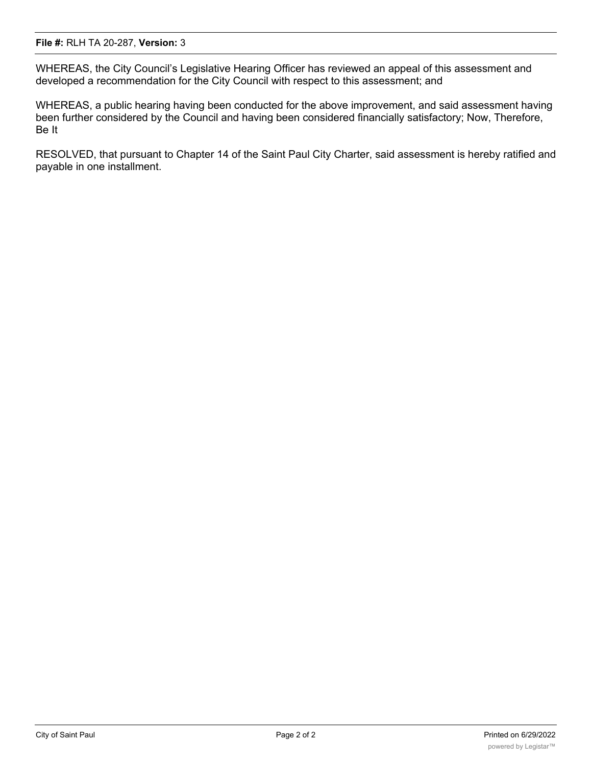WHEREAS, the City Council's Legislative Hearing Officer has reviewed an appeal of this assessment and developed a recommendation for the City Council with respect to this assessment; and

WHEREAS, a public hearing having been conducted for the above improvement, and said assessment having been further considered by the Council and having been considered financially satisfactory; Now, Therefore, Be It

RESOLVED, that pursuant to Chapter 14 of the Saint Paul City Charter, said assessment is hereby ratified and payable in one installment.